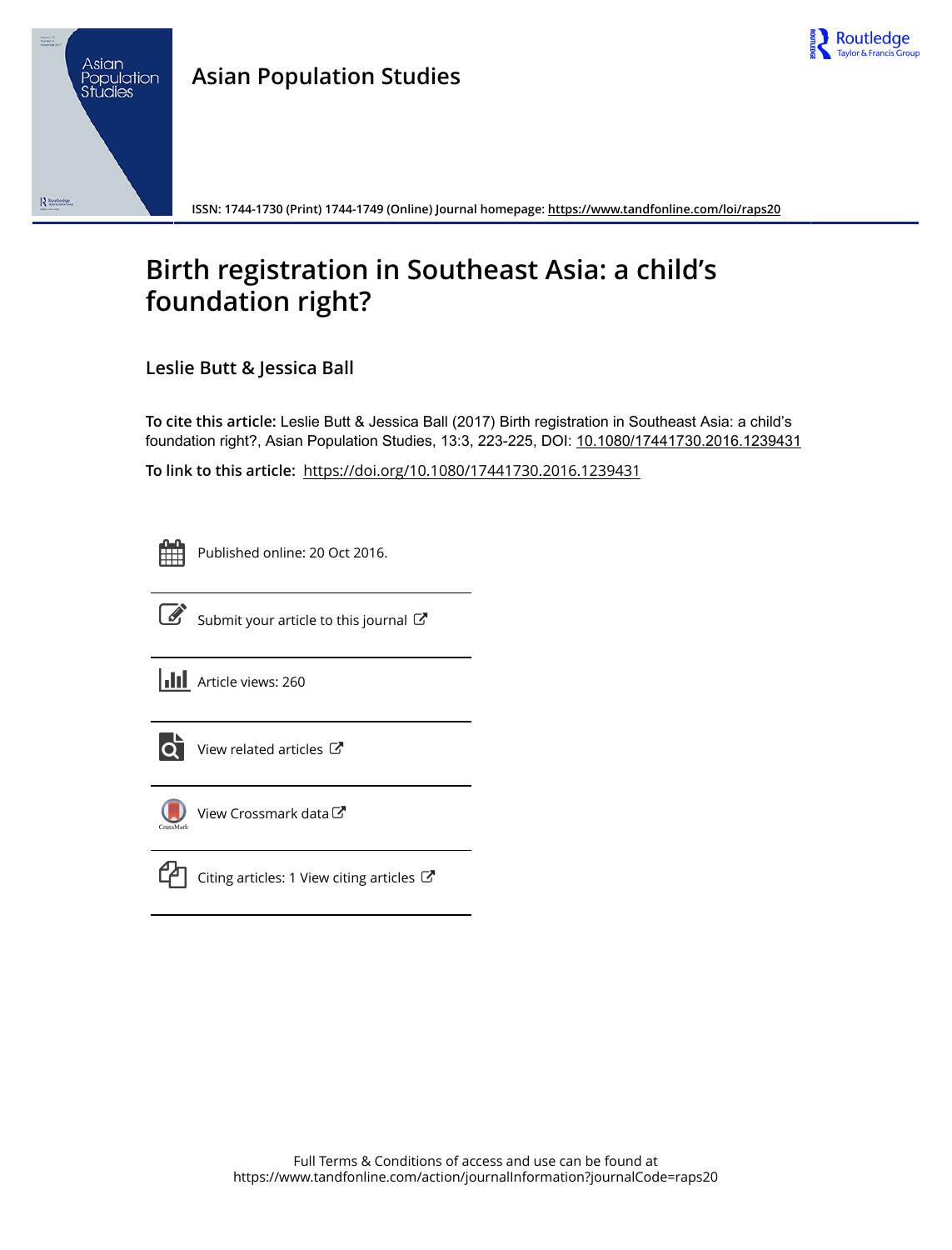Asian Population Studies

ISSN: 1744-1730 (Print) 1744-1749 (Online) Journal homepage: https://www.tandfonline.com/loi/raps20

# Birth registration in Southeast Asia: a child's foundation right?

**Leslie Butt & Jessica Ball**

**To cite this article:** Leslie Butt & Jessica Ball (2017) Birth registration in Southeast Asia: a child's foundation right?, Asian Population Studies, 13:3, 223-225, DOI: 10.1080/17441730.2016.1239431

**To link to this article:** https://doi.org/10.1080/17441730.2016.1239431

Published online: 20 Oct 2016.

Submit your article to this journal

Article views: 260

View related articles

View Crossmark data

Citing articles: 1 View citing articles

Full Terms & Conditions of access and use can be found at
https://www.tandfonline.com/action/journalInformation?journalCode=raps20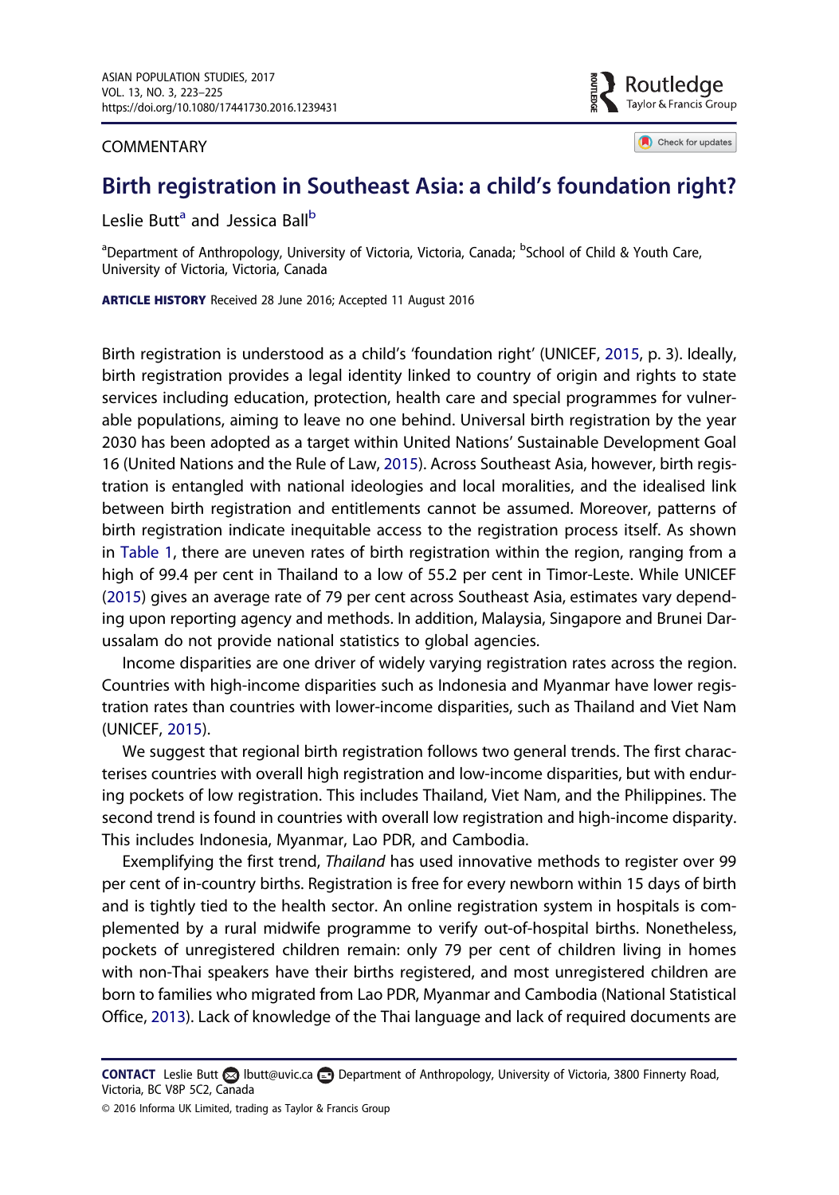COMMENTARY

# Birth registration in Southeast Asia: a child's foundation right?

Leslie Butt[a] and Jessica Ball[b]

[a]Department of Anthropology, University of Victoria, Victoria, Canada; [b]School of Child & Youth Care, University of Victoria, Victoria, Canada

**ARTICLE HISTORY** Received 28 June 2016; Accepted 11 August 2016

Birth registration is understood as a child's 'foundation right' (UNICEF, 2015, p. 3). Ideally, birth registration provides a legal identity linked to country of origin and rights to state services including education, protection, health care and special programmes for vulnerable populations, aiming to leave no one behind. Universal birth registration by the year 2030 has been adopted as a target within United Nations' Sustainable Development Goal 16 (United Nations and the Rule of Law, 2015). Across Southeast Asia, however, birth registration is entangled with national ideologies and local moralities, and the idealised link between birth registration and entitlements cannot be assumed. Moreover, patterns of birth registration indicate inequitable access to the registration process itself. As shown in Table 1, there are uneven rates of birth registration within the region, ranging from a high of 99.4 per cent in Thailand to a low of 55.2 per cent in Timor-Leste. While UNICEF (2015) gives an average rate of 79 per cent across Southeast Asia, estimates vary depending upon reporting agency and methods. In addition, Malaysia, Singapore and Brunei Darussalam do not provide national statistics to global agencies.

Income disparities are one driver of widely varying registration rates across the region. Countries with high-income disparities such as Indonesia and Myanmar have lower registration rates than countries with lower-income disparities, such as Thailand and Viet Nam (UNICEF, 2015).

We suggest that regional birth registration follows two general trends. The first characterises countries with overall high registration and low-income disparities, but with enduring pockets of low registration. This includes Thailand, Viet Nam, and the Philippines. The second trend is found in countries with overall low registration and high-income disparity. This includes Indonesia, Myanmar, Lao PDR, and Cambodia.

Exemplifying the first trend, *Thailand* has used innovative methods to register over 99 per cent of in-country births. Registration is free for every newborn within 15 days of birth and is tightly tied to the health sector. An online registration system in hospitals is complemented by a rural midwife programme to verify out-of-hospital births. Nonetheless, pockets of unregistered children remain: only 79 per cent of children living in homes with non-Thai speakers have their births registered, and most unregistered children are born to families who migrated from Lao PDR, Myanmar and Cambodia (National Statistical Office, 2013). Lack of knowledge of the Thai language and lack of required documents are

**CONTACT** Leslie Butt lbutt@uvic.ca Department of Anthropology, University of Victoria, 3800 Finnerty Road, Victoria, BC V8P 5C2, Canada

© 2016 Informa UK Limited, trading as Taylor & Francis Group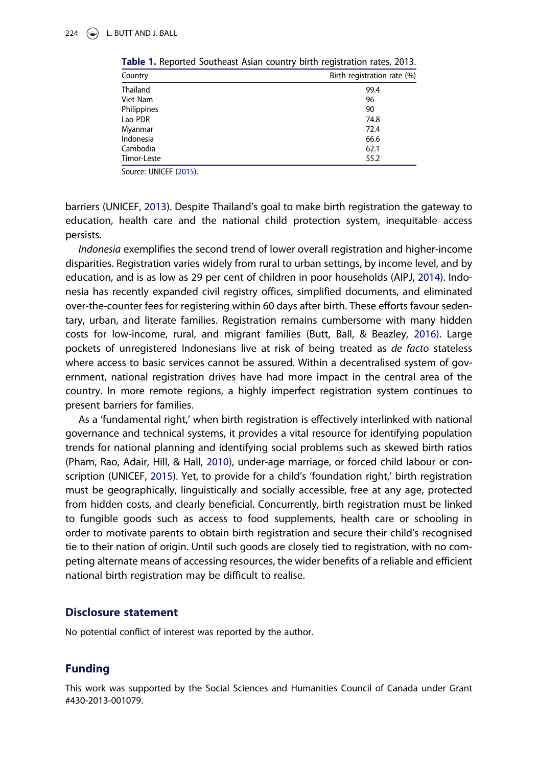**Table 1.** Reported Southeast Asian country birth registration rates, 2013.

| Country | Birth registration rate (%) |
|---|---|
| Thailand | 99.4 |
| Viet Nam | 96 |
| Philippines | 90 |
| Lao PDR | 74.8 |
| Myanmar | 72.4 |
| Indonesia | 66.6 |
| Cambodia | 62.1 |
| Timor-Leste | 55.2 |

Source: UNICEF (2015).

barriers (UNICEF, 2013). Despite Thailand's goal to make birth registration the gateway to education, health care and the national child protection system, inequitable access persists.

*Indonesia* exemplifies the second trend of lower overall registration and higher-income disparities. Registration varies widely from rural to urban settings, by income level, and by education, and is as low as 29 per cent of children in poor households (AIPJ, 2014). Indonesia has recently expanded civil registry offices, simplified documents, and eliminated over-the-counter fees for registering within 60 days after birth. These efforts favour sedentary, urban, and literate families. Registration remains cumbersome with many hidden costs for low-income, rural, and migrant families (Butt, Ball, & Beazley, 2016). Large pockets of unregistered Indonesians live at risk of being treated as *de facto* stateless where access to basic services cannot be assured. Within a decentralised system of government, national registration drives have had more impact in the central area of the country. In more remote regions, a highly imperfect registration system continues to present barriers for families.

As a 'fundamental right,' when birth registration is effectively interlinked with national governance and technical systems, it provides a vital resource for identifying population trends for national planning and identifying social problems such as skewed birth ratios (Pham, Rao, Adair, Hill, & Hall, 2010), under-age marriage, or forced child labour or conscription (UNICEF, 2015). Yet, to provide for a child's 'foundation right,' birth registration must be geographically, linguistically and socially accessible, free at any age, protected from hidden costs, and clearly beneficial. Concurrently, birth registration must be linked to fungible goods such as access to food supplements, health care or schooling in order to motivate parents to obtain birth registration and secure their child's recognised tie to their nation of origin. Until such goods are closely tied to registration, with no competing alternate means of accessing resources, the wider benefits of a reliable and efficient national birth registration may be difficult to realise.

## Disclosure statement

No potential conflict of interest was reported by the author.

## Funding

This work was supported by the Social Sciences and Humanities Council of Canada under Grant #430-2013-001079.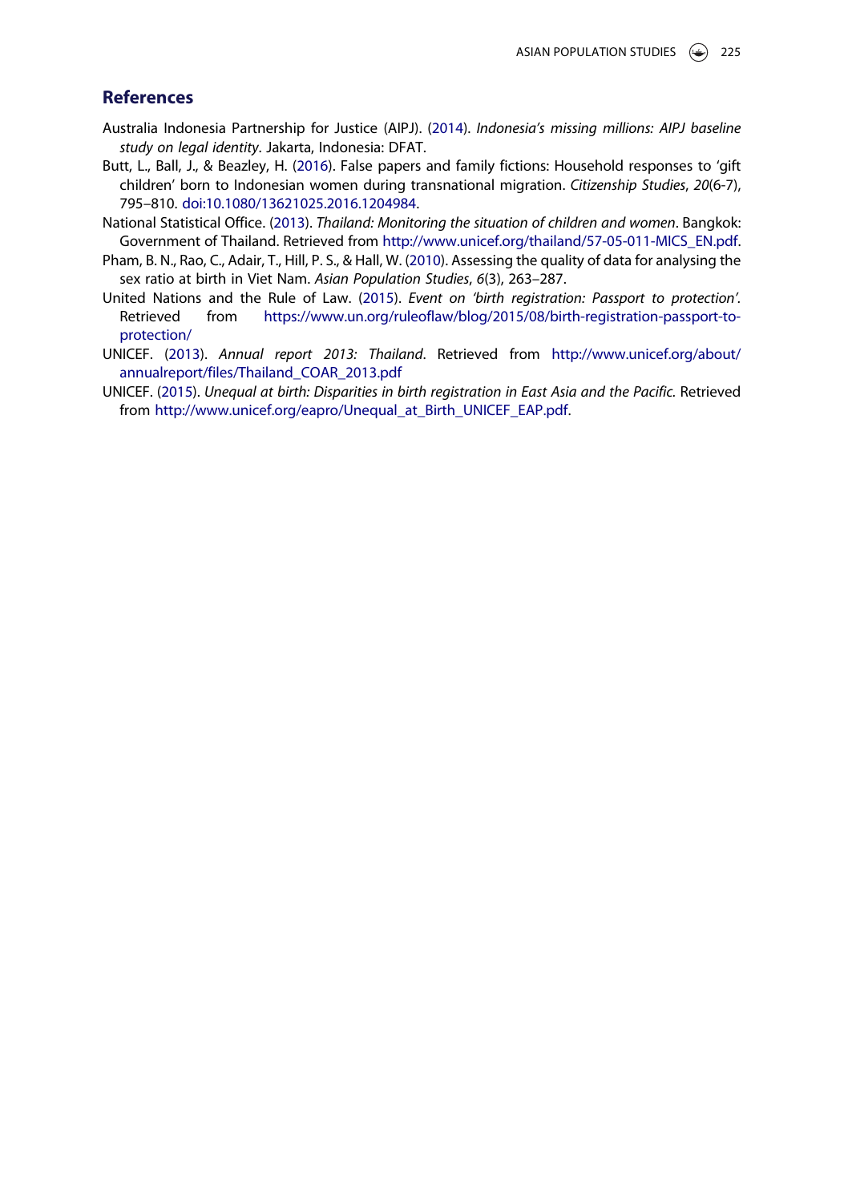## References

Australia Indonesia Partnership for Justice (AIPJ). (2014). *Indonesia's missing millions: AIPJ baseline study on legal identity*. Jakarta, Indonesia: DFAT.

Butt, L., Ball, J., & Beazley, H. (2016). False papers and family fictions: Household responses to 'gift children' born to Indonesian women during transnational migration. *Citizenship Studies*, *20*(6-7), 795–810. doi:10.1080/13621025.2016.1204984.

National Statistical Office. (2013). *Thailand: Monitoring the situation of children and women*. Bangkok: Government of Thailand. Retrieved from http://www.unicef.org/thailand/57-05-011-MICS_EN.pdf.

Pham, B. N., Rao, C., Adair, T., Hill, P. S., & Hall, W. (2010). Assessing the quality of data for analysing the sex ratio at birth in Viet Nam. *Asian Population Studies*, *6*(3), 263–287.

United Nations and the Rule of Law. (2015). *Event on 'birth registration: Passport to protection'.* Retrieved from https://www.un.org/ruleoflaw/blog/2015/08/birth-registration-passport-to-protection/

UNICEF. (2013). *Annual report 2013: Thailand*. Retrieved from http://www.unicef.org/about/annualreport/files/Thailand_COAR_2013.pdf

UNICEF. (2015). *Unequal at birth: Disparities in birth registration in East Asia and the Pacific.* Retrieved from http://www.unicef.org/eapro/Unequal_at_Birth_UNICEF_EAP.pdf.